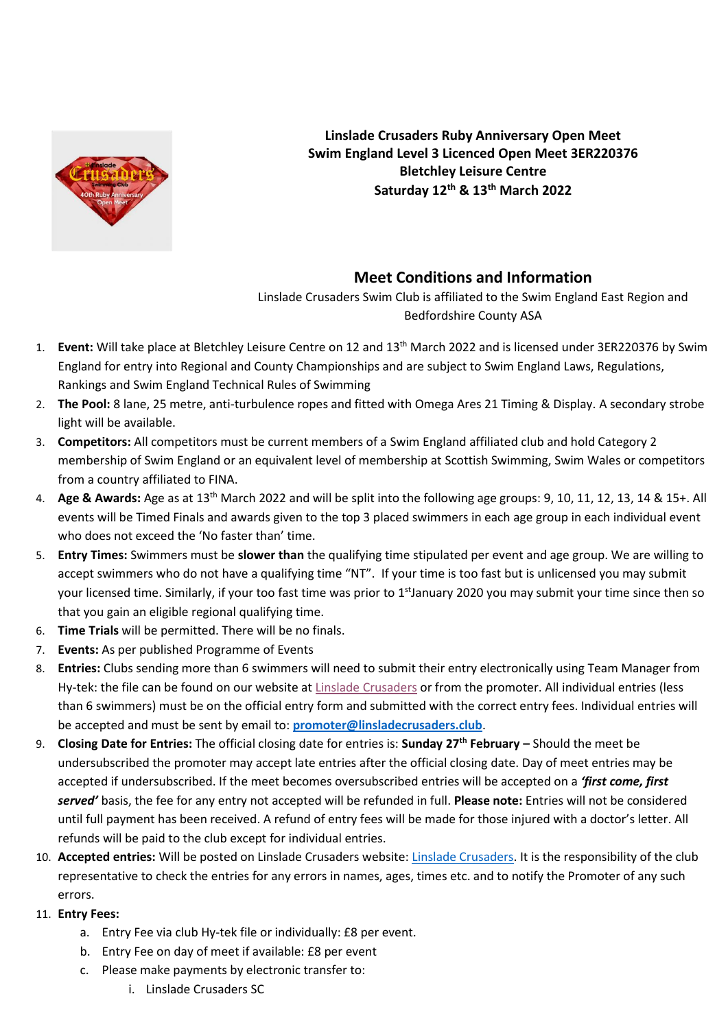**Linslade Crusaders Ruby Anniversary Open Meet**
**Swim England Level 3 Licenced Open Meet 3ER220376**
**Bletchley Leisure Centre**
**Saturday 12th & 13th March 2022**

## Meet Conditions and Information

Linslade Crusaders Swim Club is affiliated to the Swim England East Region and Bedfordshire County ASA

1. **Event:** Will take place at Bletchley Leisure Centre on 12 and 13th March 2022 and is licensed under 3ER220376 by Swim England for entry into Regional and County Championships and are subject to Swim England Laws, Regulations, Rankings and Swim England Technical Rules of Swimming
2. **The Pool:** 8 lane, 25 metre, anti-turbulence ropes and fitted with Omega Ares 21 Timing & Display. A secondary strobe light will be available.
3. **Competitors:** All competitors must be current members of a Swim England affiliated club and hold Category 2 membership of Swim England or an equivalent level of membership at Scottish Swimming, Swim Wales or competitors from a country affiliated to FINA.
4. **Age & Awards:** Age as at 13th March 2022 and will be split into the following age groups: 9, 10, 11, 12, 13, 14 & 15+. All events will be Timed Finals and awards given to the top 3 placed swimmers in each age group in each individual event who does not exceed the 'No faster than' time.
5. **Entry Times:** Swimmers must be **slower than** the qualifying time stipulated per event and age group. We are willing to accept swimmers who do not have a qualifying time "NT". If your time is too fast but is unlicensed you may submit your licensed time. Similarly, if your too fast time was prior to 1st January 2020 you may submit your time since then so that you gain an eligible regional qualifying time.
6. **Time Trials** will be permitted. There will be no finals.
7. **Events:** As per published Programme of Events
8. **Entries:** Clubs sending more than 6 swimmers will need to submit their entry electronically using Team Manager from Hy-tek: the file can be found on our website at Linslade Crusaders or from the promoter. All individual entries (less than 6 swimmers) must be on the official entry form and submitted with the correct entry fees. Individual entries will be accepted and must be sent by email to: **promoter@linsladecrusaders.club**.
9. **Closing Date for Entries:** The official closing date for entries is: **Sunday 27th February –** Should the meet be undersubscribed the promoter may accept late entries after the official closing date. Day of meet entries may be accepted if undersubscribed. If the meet becomes oversubscribed entries will be accepted on a ***'first come, first served'*** basis, the fee for any entry not accepted will be refunded in full. **Please note:** Entries will not be considered until full payment has been received. A refund of entry fees will be made for those injured with a doctor's letter. All refunds will be paid to the club except for individual entries.
10. **Accepted entries:** Will be posted on Linslade Crusaders website: Linslade Crusaders. It is the responsibility of the club representative to check the entries for any errors in names, ages, times etc. and to notify the Promoter of any such errors.
11. **Entry Fees:**
    a. Entry Fee via club Hy-tek file or individually: £8 per event.
    b. Entry Fee on day of meet if available: £8 per event
    c. Please make payments by electronic transfer to:
        i. Linslade Crusaders SC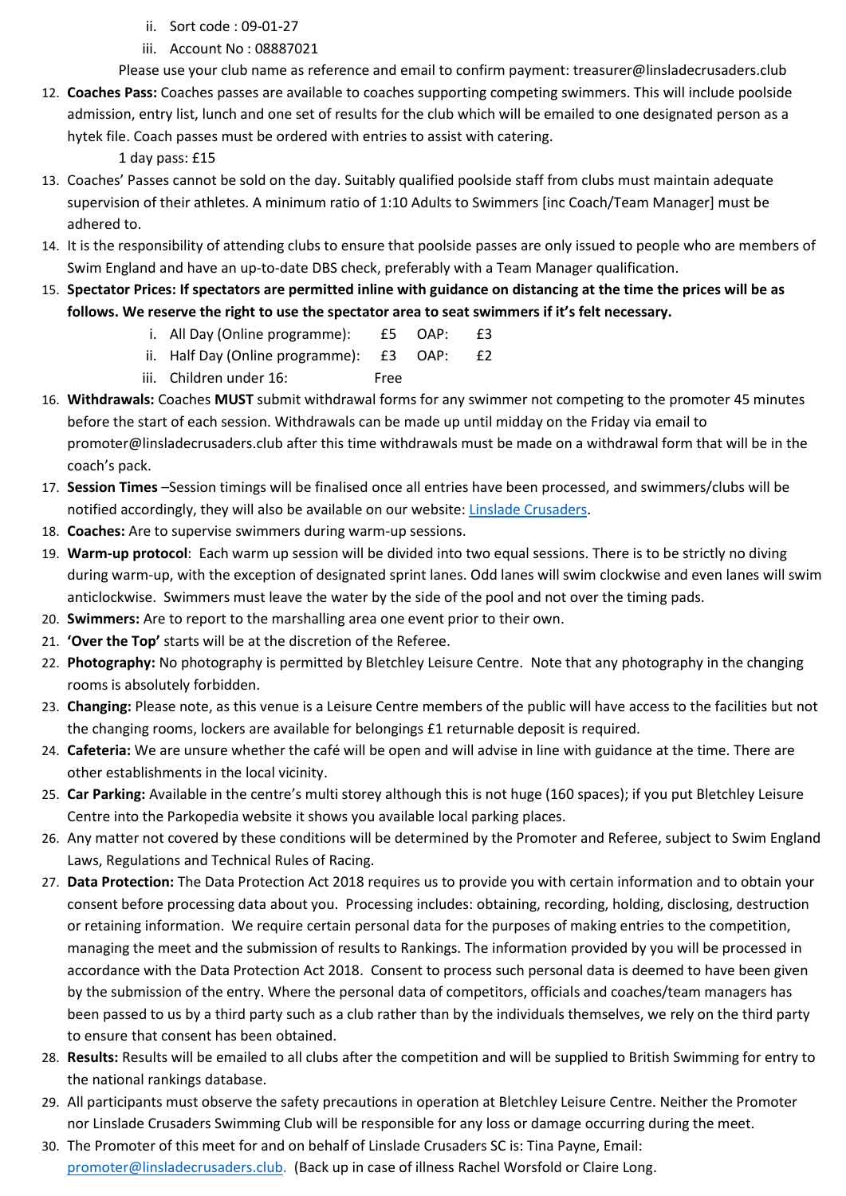ii. Sort code : 09-01-27
   iii. Account No : 08887021

   Please use your club name as reference and email to confirm payment: treasurer@linsladecrusaders.club

12. **Coaches Pass:** Coaches passes are available to coaches supporting competing swimmers. This will include poolside admission, entry list, lunch and one set of results for the club which will be emailed to one designated person as a hytek file. Coach passes must be ordered with entries to assist with catering.

    1 day pass: £15
13. Coaches' Passes cannot be sold on the day. Suitably qualified poolside staff from clubs must maintain adequate supervision of their athletes. A minimum ratio of 1:10 Adults to Swimmers [inc Coach/Team Manager] must be adhered to.
14. It is the responsibility of attending clubs to ensure that poolside passes are only issued to people who are members of Swim England and have an up-to-date DBS check, preferably with a Team Manager qualification.
15. **Spectator Prices: If spectators are permitted inline with guidance on distancing at the time the prices will be as follows. We reserve the right to use the spectator area to seat swimmers if it's felt necessary.**
    i. All Day (Online programme): £5 OAP: £3
    ii. Half Day (Online programme): £3 OAP: £2
    iii. Children under 16: Free
16. **Withdrawals:** Coaches **MUST** submit withdrawal forms for any swimmer not competing to the promoter 45 minutes before the start of each session. Withdrawals can be made up until midday on the Friday via email to promoter@linsladecrusaders.club after this time withdrawals must be made on a withdrawal form that will be in the coach's pack.
17. **Session Times** –Session timings will be finalised once all entries have been processed, and swimmers/clubs will be notified accordingly, they will also be available on our website: Linslade Crusaders.
18. **Coaches:** Are to supervise swimmers during warm-up sessions.
19. **Warm-up protocol**: Each warm up session will be divided into two equal sessions. There is to be strictly no diving during warm-up, with the exception of designated sprint lanes. Odd lanes will swim clockwise and even lanes will swim anticlockwise. Swimmers must leave the water by the side of the pool and not over the timing pads.
20. **Swimmers:** Are to report to the marshalling area one event prior to their own.
21. **'Over the Top'** starts will be at the discretion of the Referee.
22. **Photography:** No photography is permitted by Bletchley Leisure Centre. Note that any photography in the changing rooms is absolutely forbidden.
23. **Changing:** Please note, as this venue is a Leisure Centre members of the public will have access to the facilities but not the changing rooms, lockers are available for belongings £1 returnable deposit is required.
24. **Cafeteria:** We are unsure whether the café will be open and will advise in line with guidance at the time. There are other establishments in the local vicinity.
25. **Car Parking:** Available in the centre's multi storey although this is not huge (160 spaces); if you put Bletchley Leisure Centre into the Parkopedia website it shows you available local parking places.
26. Any matter not covered by these conditions will be determined by the Promoter and Referee, subject to Swim England Laws, Regulations and Technical Rules of Racing.
27. **Data Protection:** The Data Protection Act 2018 requires us to provide you with certain information and to obtain your consent before processing data about you. Processing includes: obtaining, recording, holding, disclosing, destruction or retaining information. We require certain personal data for the purposes of making entries to the competition, managing the meet and the submission of results to Rankings. The information provided by you will be processed in accordance with the Data Protection Act 2018. Consent to process such personal data is deemed to have been given by the submission of the entry. Where the personal data of competitors, officials and coaches/team managers has been passed to us by a third party such as a club rather than by the individuals themselves, we rely on the third party to ensure that consent has been obtained.
28. **Results:** Results will be emailed to all clubs after the competition and will be supplied to British Swimming for entry to the national rankings database.
29. All participants must observe the safety precautions in operation at Bletchley Leisure Centre. Neither the Promoter nor Linslade Crusaders Swimming Club will be responsible for any loss or damage occurring during the meet.
30. The Promoter of this meet for and on behalf of Linslade Crusaders SC is: Tina Payne, Email: promoter@linsladecrusaders.club. (Back up in case of illness Rachel Worsfold or Claire Long.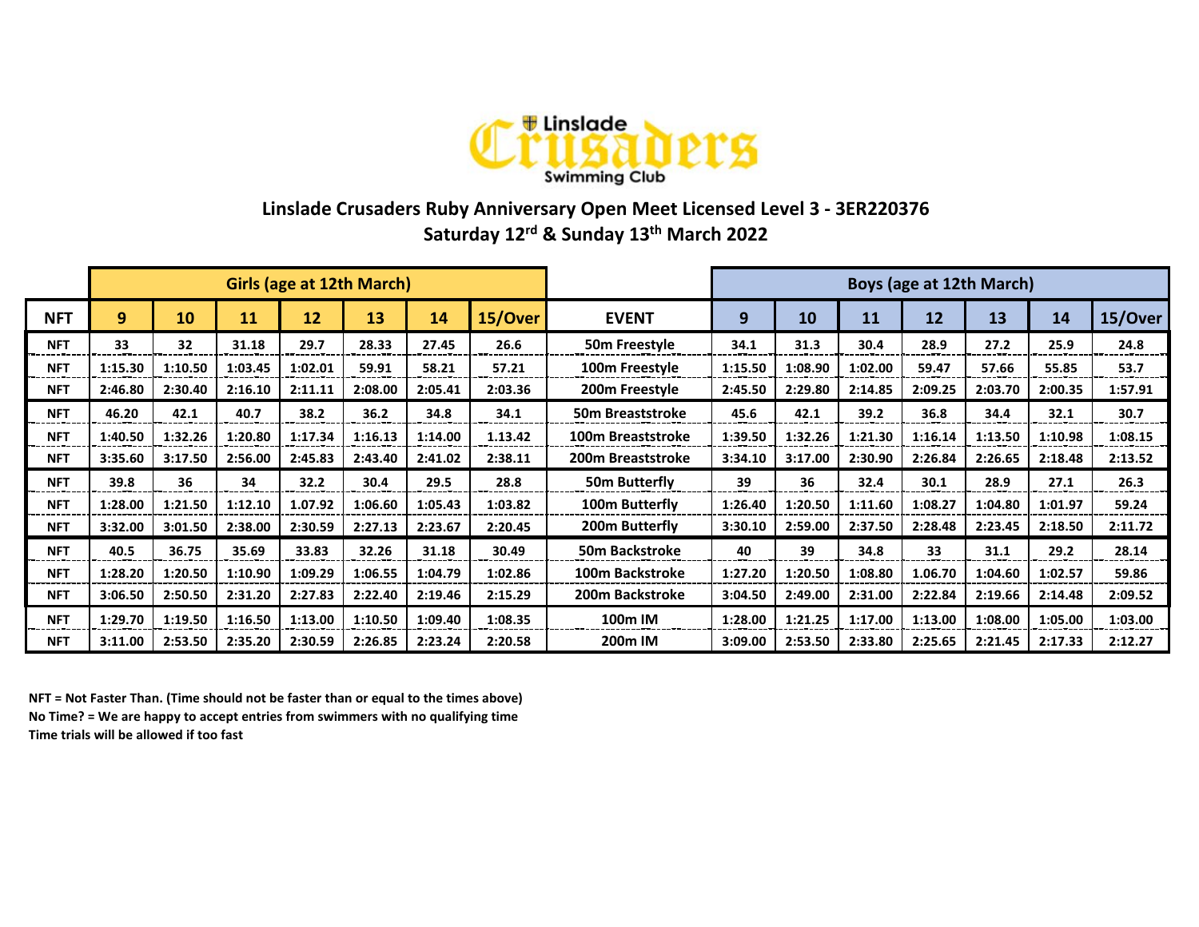Linslade Crusaders Swimming Club

## Linslade Crusaders Ruby Anniversary Open Meet Licensed Level 3 - 3ER220376

## Saturday 12rd & Sunday 13th March 2022

| | Girls (age at 12th March) | | | | | | | | Boys (age at 12th March) | | | | | | |
|---|---|---|---|---|---|---|---|---|---|---|---|---|---|---|---|
| NFT | 9 | 10 | 11 | 12 | 13 | 14 | 15/Over | EVENT | 9 | 10 | 11 | 12 | 13 | 14 | 15/Over |
| NFT | 33 | 32 | 31.18 | 29.7 | 28.33 | 27.45 | 26.6 | 50m Freestyle | 34.1 | 31.3 | 30.4 | 28.9 | 27.2 | 25.9 | 24.8 |
| NFT | 1:15.30 | 1:10.50 | 1:03.45 | 1:02.01 | 59.91 | 58.21 | 57.21 | 100m Freestyle | 1:15.50 | 1:08.90 | 1:02.00 | 59.47 | 57.66 | 55.85 | 53.7 |
| NFT | 2:46.80 | 2:30.40 | 2:16.10 | 2:11.11 | 2:08.00 | 2:05.41 | 2:03.36 | 200m Freestyle | 2:45.50 | 2:29.80 | 2:14.85 | 2:09.25 | 2:03.70 | 2:00.35 | 1:57.91 |
| NFT | 46.20 | 42.1 | 40.7 | 38.2 | 36.2 | 34.8 | 34.1 | 50m Breaststroke | 45.6 | 42.1 | 39.2 | 36.8 | 34.4 | 32.1 | 30.7 |
| NFT | 1:40.50 | 1:32.26 | 1:20.80 | 1:17.34 | 1:16.13 | 1:14.00 | 1.13.42 | 100m Breaststroke | 1:39.50 | 1:32.26 | 1:21.30 | 1:16.14 | 1:13.50 | 1:10.98 | 1:08.15 |
| NFT | 3:35.60 | 3:17.50 | 2:56.00 | 2:45.83 | 2:43.40 | 2:41.02 | 2:38.11 | 200m Breaststroke | 3:34.10 | 3:17.00 | 2:30.90 | 2:26.84 | 2:26.65 | 2:18.48 | 2:13.52 |
| NFT | 39.8 | 36 | 34 | 32.2 | 30.4 | 29.5 | 28.8 | 50m Butterfly | 39 | 36 | 32.4 | 30.1 | 28.9 | 27.1 | 26.3 |
| NFT | 1:28.00 | 1:21.50 | 1:12.10 | 1.07.92 | 1:06.60 | 1:05.43 | 1:03.82 | 100m Butterfly | 1:26.40 | 1:20.50 | 1:11.60 | 1:08.27 | 1:04.80 | 1:01.97 | 59.24 |
| NFT | 3:32.00 | 3:01.50 | 2:38.00 | 2:30.59 | 2:27.13 | 2:23.67 | 2:20.45 | 200m Butterfly | 3:30.10 | 2:59.00 | 2:37.50 | 2:28.48 | 2:23.45 | 2:18.50 | 2:11.72 |
| NFT | 40.5 | 36.75 | 35.69 | 33.83 | 32.26 | 31.18 | 30.49 | 50m Backstroke | 40 | 39 | 34.8 | 33 | 31.1 | 29.2 | 28.14 |
| NFT | 1:28.20 | 1:20.50 | 1:10.90 | 1:09.29 | 1:06.55 | 1:04.79 | 1:02.86 | 100m Backstroke | 1:27.20 | 1:20.50 | 1:08.80 | 1.06.70 | 1:04.60 | 1:02.57 | 59.86 |
| NFT | 3:06.50 | 2:50.50 | 2:31.20 | 2:27.83 | 2:22.40 | 2:19.46 | 2:15.29 | 200m Backstroke | 3:04.50 | 2:49.00 | 2:31.00 | 2:22.84 | 2:19.66 | 2:14.48 | 2:09.52 |
| NFT | 1:29.70 | 1:19.50 | 1:16.50 | 1:13.00 | 1:10.50 | 1:09.40 | 1:08.35 | 100m IM | 1:28.00 | 1:21.25 | 1:17.00 | 1:13.00 | 1:08.00 | 1:05.00 | 1:03.00 |
| NFT | 3:11.00 | 2:53.50 | 2:35.20 | 2:30.59 | 2:26.85 | 2:23.24 | 2:20.58 | 200m IM | 3:09.00 | 2:53.50 | 2:33.80 | 2:25.65 | 2:21.45 | 2:17.33 | 2:12.27 |

**NFT = Not Faster Than. (Time should not be faster than or equal to the times above)**
**No Time? = We are happy to accept entries from swimmers with no qualifying time**
**Time trials will be allowed if too fast**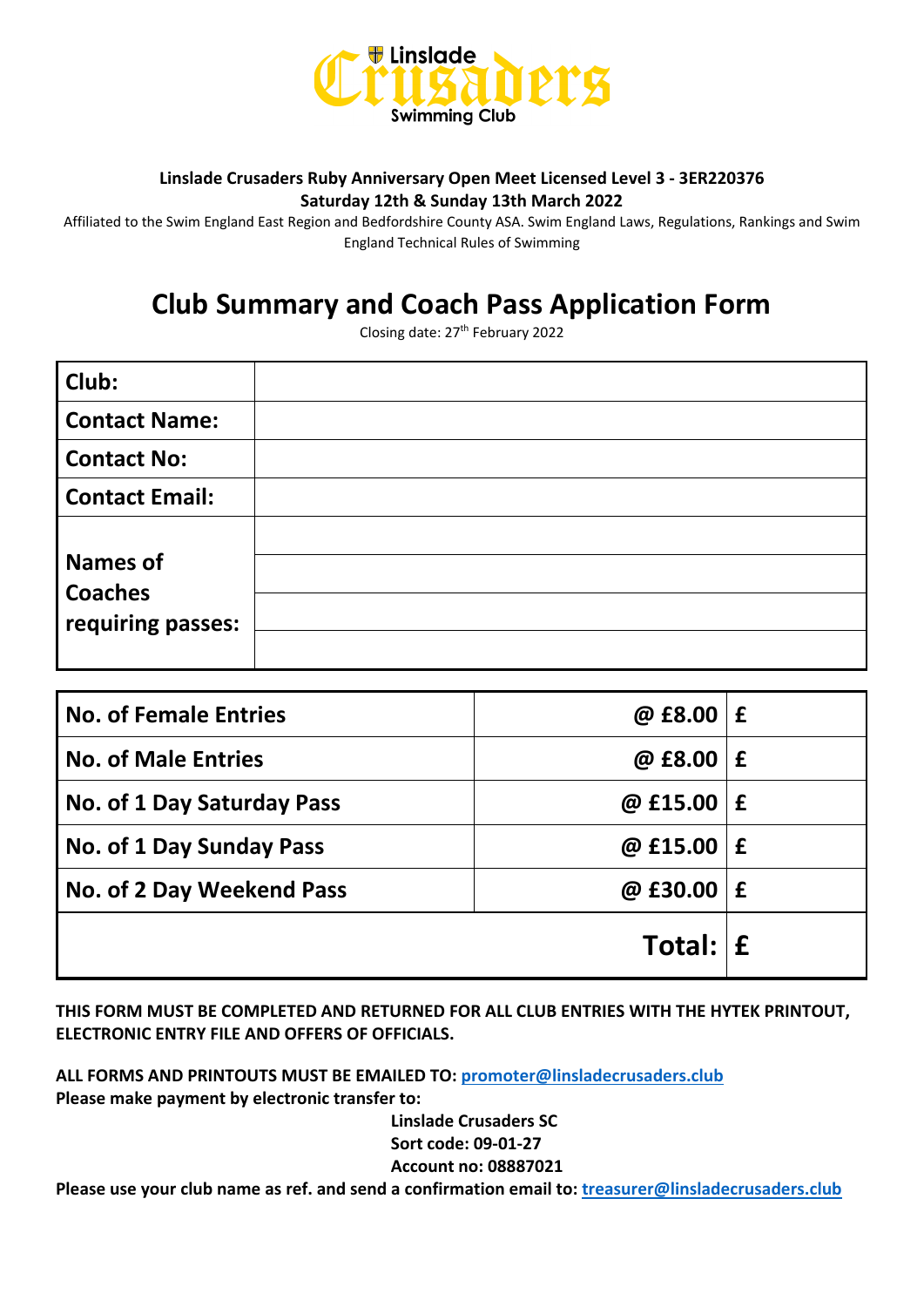Linslade Crusaders Swimming Club

**Linslade Crusaders Ruby Anniversary Open Meet Licensed Level 3 - 3ER220376**
**Saturday 12th & Sunday 13th March 2022**

Affiliated to the Swim England East Region and Bedfordshire County ASA. Swim England Laws, Regulations, Rankings and Swim England Technical Rules of Swimming

# Club Summary and Coach Pass Application Form

Closing date: 27th February 2022

| | |
|---|---|
| **Club:** | |
| **Contact Name:** | |
| **Contact No:** | |
| **Contact Email:** | |
| **Names of Coaches requiring passes:** | |
| | |
| | |
| | |

| | | |
|---|---|---|
| **No. of Female Entries** | **@ £8.00** | **£** |
| **No. of Male Entries** | **@ £8.00** | **£** |
| **No. of 1 Day Saturday Pass** | **@ £15.00** | **£** |
| **No. of 1 Day Sunday Pass** | **@ £15.00** | **£** |
| **No. of 2 Day Weekend Pass** | **@ £30.00** | **£** |
| | **Total:** | **£** |

**THIS FORM MUST BE COMPLETED AND RETURNED FOR ALL CLUB ENTRIES WITH THE HYTEK PRINTOUT, ELECTRONIC ENTRY FILE AND OFFERS OF OFFICIALS.**

**ALL FORMS AND PRINTOUTS MUST BE EMAILED TO: promoter@linsladecrusaders.club**
**Please make payment by electronic transfer to:**

**Linslade Crusaders SC**
**Sort code: 09-01-27**
**Account no: 08887021**

**Please use your club name as ref. and send a confirmation email to: treasurer@linsladecrusaders.club**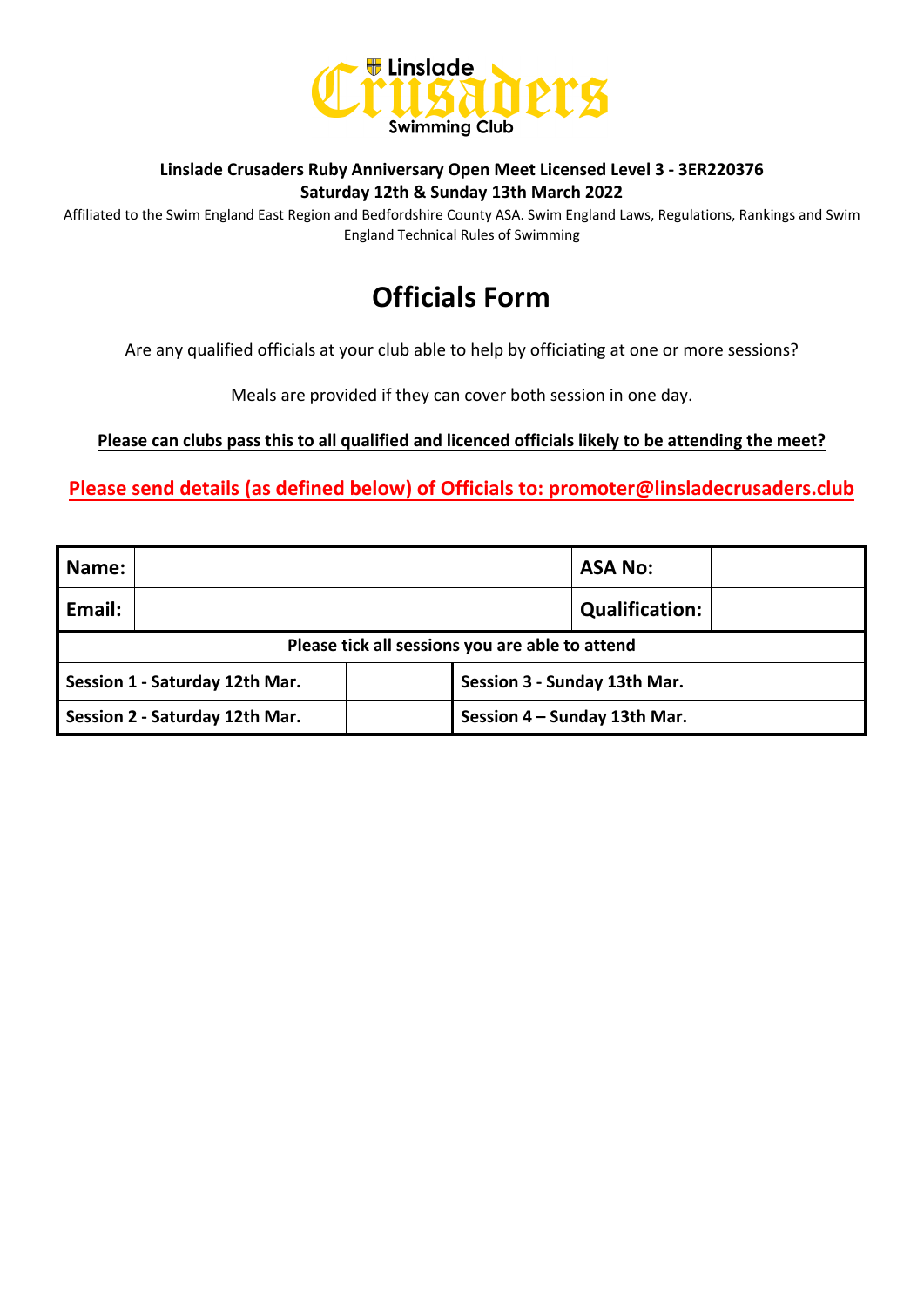Linslade Crusaders Swimming Club

**Linslade Crusaders Ruby Anniversary Open Meet Licensed Level 3 - 3ER220376**
**Saturday 12th & Sunday 13th March 2022**

Affiliated to the Swim England East Region and Bedfordshire County ASA. Swim England Laws, Regulations, Rankings and Swim England Technical Rules of Swimming

# Officials Form

Are any qualified officials at your club able to help by officiating at one or more sessions?

Meals are provided if they can cover both session in one day.

**Please can clubs pass this to all qualified and licenced officials likely to be attending the meet?**

**Please send details (as defined below) of Officials to: promoter@linsladecrusaders.club**

| **Name:** | | **ASA No:** | |
|---|---|---|---|
| **Email:** | | **Qualification:** | |
| **Please tick all sessions you are able to attend** | | | |
| **Session 1 - Saturday 12th Mar.** | | **Session 3 - Sunday 13th Mar.** | |
| **Session 2 - Saturday 12th Mar.** | | **Session 4 – Sunday 13th Mar.** | |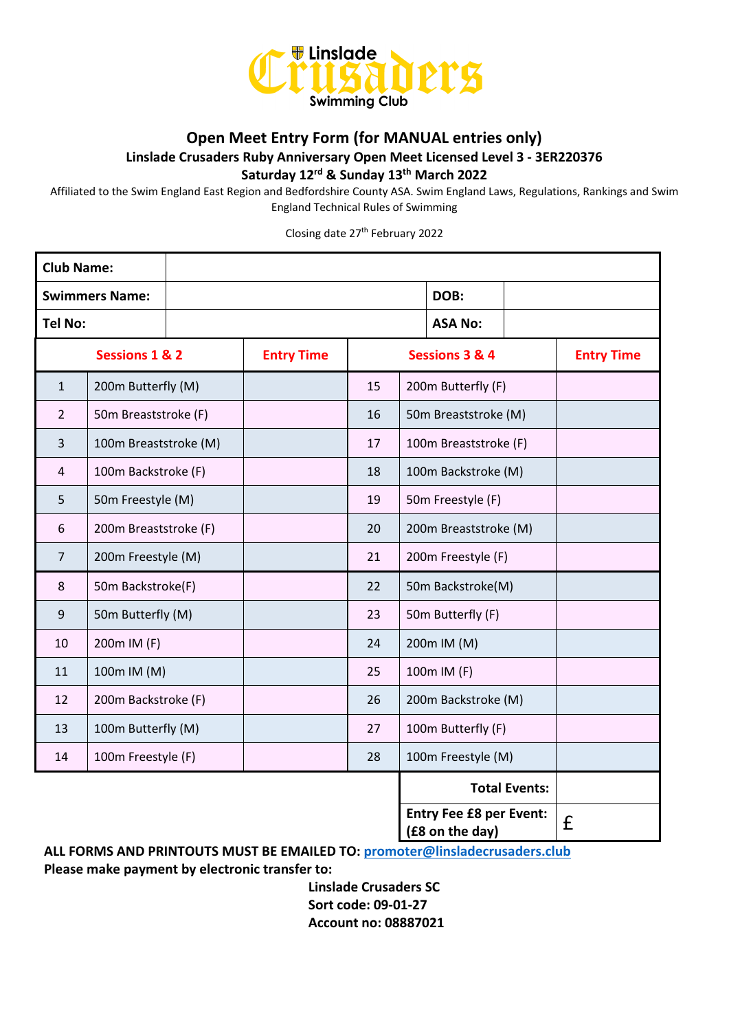Linslade Crusaders Swimming Club

## Open Meet Entry Form (for MANUAL entries only)

**Linslade Crusaders Ruby Anniversary Open Meet Licensed Level 3 - 3ER220376**

**Saturday 12th & Sunday 13th March 2022**

Affiliated to the Swim England East Region and Bedfordshire County ASA. Swim England Laws, Regulations, Rankings and Swim England Technical Rules of Swimming

Closing date 27th February 2022

| **Club Name:** | | | |
|---|---|---|---|
| **Swimmers Name:** | | **DOB:** | |
| **Tel No:** | | **ASA No:** | |

| Sessions 1 & 2 | | Entry Time | Sessions 3 & 4 | | Entry Time |
|---|---|---|---|---|---|
| 1 | 200m Butterfly (M) | | 15 | 200m Butterfly (F) | |
| 2 | 50m Breaststroke (F) | | 16 | 50m Breaststroke (M) | |
| 3 | 100m Breaststroke (M) | | 17 | 100m Breaststroke (F) | |
| 4 | 100m Backstroke (F) | | 18 | 100m Backstroke (M) | |
| 5 | 50m Freestyle (M) | | 19 | 50m Freestyle (F) | |
| 6 | 200m Breaststroke (F) | | 20 | 200m Breaststroke (M) | |
| 7 | 200m Freestyle (M) | | 21 | 200m Freestyle (F) | |
| 8 | 50m Backstroke(F) | | 22 | 50m Backstroke(M) | |
| 9 | 50m Butterfly (M) | | 23 | 50m Butterfly (F) | |
| 10 | 200m IM (F) | | 24 | 200m IM (M) | |
| 11 | 100m IM (M) | | 25 | 100m IM (F) | |
| 12 | 200m Backstroke (F) | | 26 | 200m Backstroke (M) | |
| 13 | 100m Butterfly (M) | | 27 | 100m Butterfly (F) | |
| 14 | 100m Freestyle (F) | | 28 | 100m Freestyle (M) | |
| | | | | **Total Events:** | |
| | | | | **Entry Fee £8 per Event: (£8 on the day)** | £ |

**ALL FORMS AND PRINTOUTS MUST BE EMAILED TO: [promoter@linsladecrusaders.club](mailto:promoter@linsladecrusaders.club)**

**Please make payment by electronic transfer to:**

**Linslade Crusaders SC**
**Sort code: 09-01-27**
**Account no: 08887021**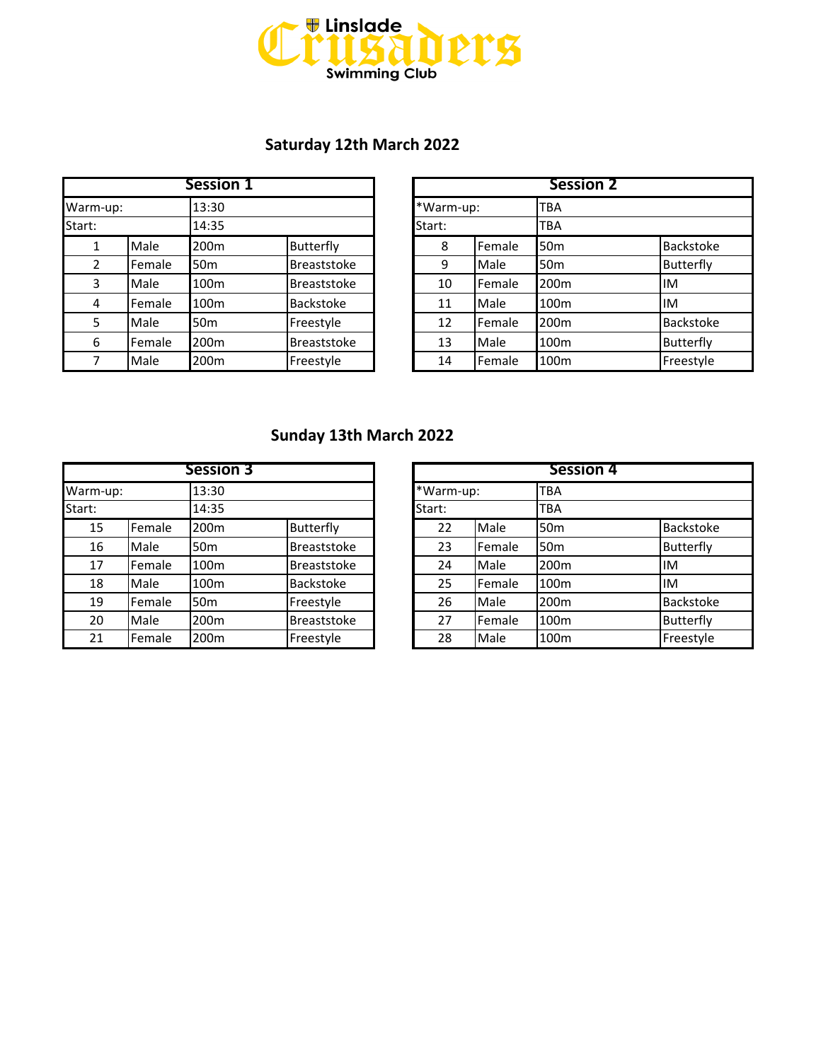Linslade Crusaders Swimming Club

## Saturday 12th March 2022

| Session 1 | | | |
|---|---|---|---|
| Warm-up: | | 13:30 | |
| Start: | | 14:35 | |
| 1 | Male | 200m | Butterfly |
| 2 | Female | 50m | Breaststoke |
| 3 | Male | 100m | Breaststoke |
| 4 | Female | 100m | Backstoke |
| 5 | Male | 50m | Freestyle |
| 6 | Female | 200m | Breaststoke |
| 7 | Male | 200m | Freestyle |

| Session 2 | | | |
|---|---|---|---|
| *Warm-up: | | TBA | |
| Start: | | TBA | |
| 8 | Female | 50m | Backstoke |
| 9 | Male | 50m | Butterfly |
| 10 | Female | 200m | IM |
| 11 | Male | 100m | IM |
| 12 | Female | 200m | Backstoke |
| 13 | Male | 100m | Butterfly |
| 14 | Female | 100m | Freestyle |

## Sunday 13th March 2022

| Session 3 | | | |
|---|---|---|---|
| Warm-up: | | 13:30 | |
| Start: | | 14:35 | |
| 15 | Female | 200m | Butterfly |
| 16 | Male | 50m | Breaststoke |
| 17 | Female | 100m | Breaststoke |
| 18 | Male | 100m | Backstoke |
| 19 | Female | 50m | Freestyle |
| 20 | Male | 200m | Breaststoke |
| 21 | Female | 200m | Freestyle |

| Session 4 | | | |
|---|---|---|---|
| *Warm-up: | | TBA | |
| Start: | | TBA | |
| 22 | Male | 50m | Backstoke |
| 23 | Female | 50m | Butterfly |
| 24 | Male | 200m | IM |
| 25 | Female | 100m | IM |
| 26 | Male | 200m | Backstoke |
| 27 | Female | 100m | Butterfly |
| 28 | Male | 100m | Freestyle |